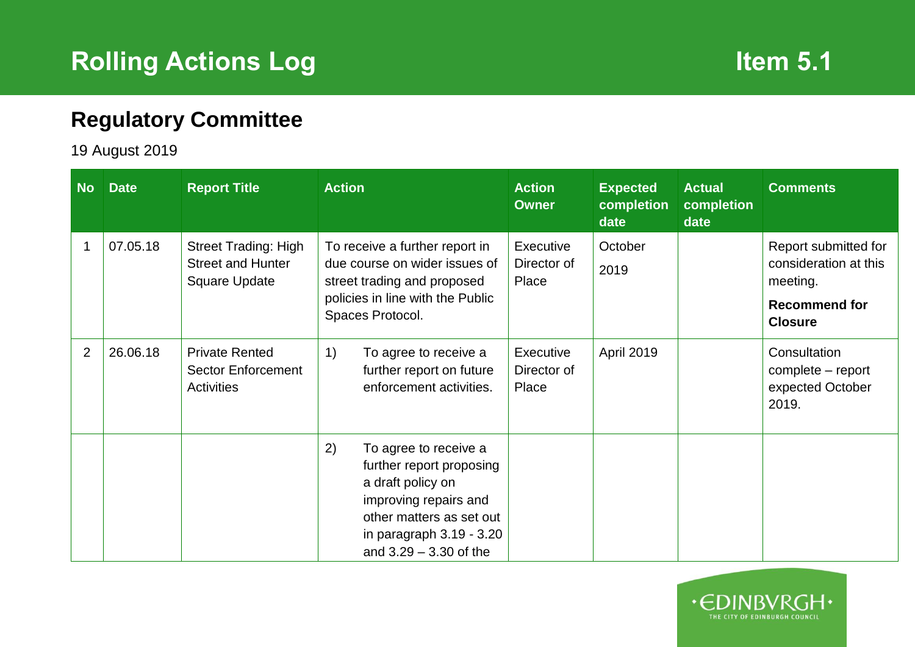# Rolling Actions Log

**Item 5.1**

## Regulatory Committee

19 August 2019

| No | Date | Report Title | Action | Action Owner | Expected completion date | Actual completion date | Comments |
|---|---|---|---|---|---|---|---|
| 1 | 07.05.18 | Street Trading: High Street and Hunter Square Update | To receive a further report in due course on wider issues of street trading and proposed policies in line with the Public Spaces Protocol. | Executive Director of Place | October 2019 | | Report submitted for consideration at this meeting. **Recommend for Closure** |
| 2 | 26.06.18 | Private Rented Sector Enforcement Activities | 1) To agree to receive a further report on future enforcement activities. | Executive Director of Place | April 2019 | | Consultation complete – report expected October 2019. |
| | | | 2) To agree to receive a further report proposing a draft policy on improving repairs and other matters as set out in paragraph 3.19 - 3.20 and 3.29 – 3.30 of the | | | | |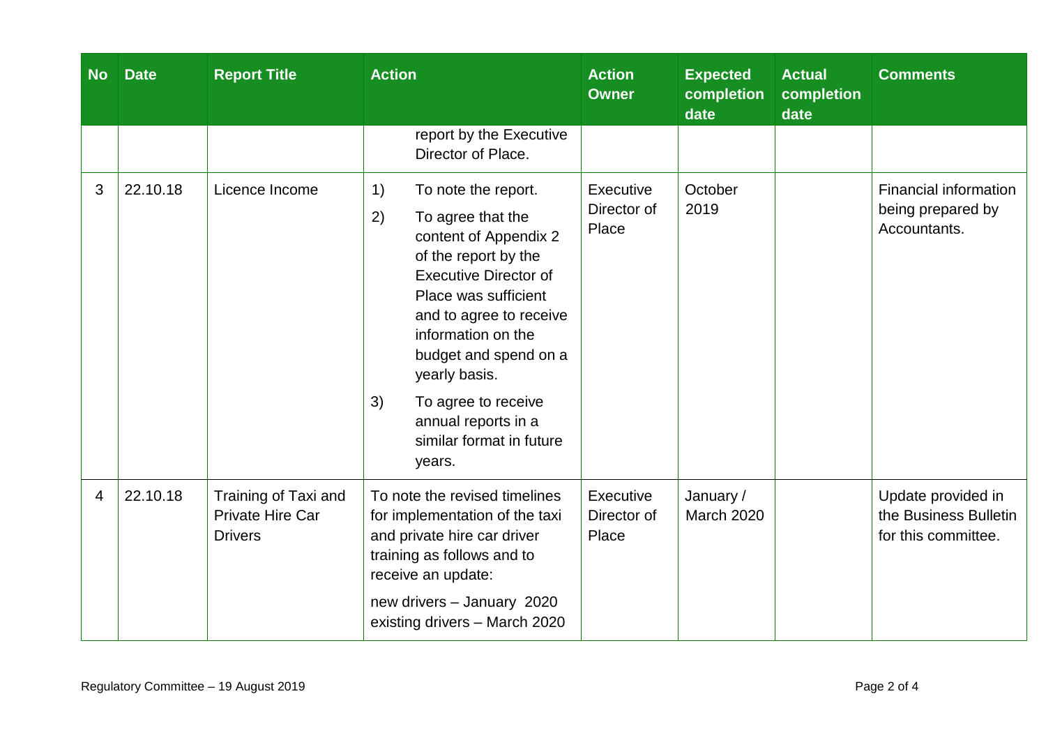| No | Date | Report Title | Action | Action Owner | Expected completion date | Actual completion date | Comments |
|---|---|---|---|---|---|---|---|
| | | | report by the Executive Director of Place. | | | | |
| 3 | 22.10.18 | Licence Income | 1) To note the report.<br>2) To agree that the content of Appendix 2 of the report by the Executive Director of Place was sufficient and to agree to receive information on the budget and spend on a yearly basis.<br>3) To agree to receive annual reports in a similar format in future years. | Executive Director of Place | October 2019 | | Financial information being prepared by Accountants. |
| 4 | 22.10.18 | Training of Taxi and Private Hire Car Drivers | To note the revised timelines for implementation of the taxi and private hire car driver training as follows and to receive an update:<br>new drivers – January 2020<br>existing drivers – March 2020 | Executive Director of Place | January / March 2020 | | Update provided in the Business Bulletin for this committee. |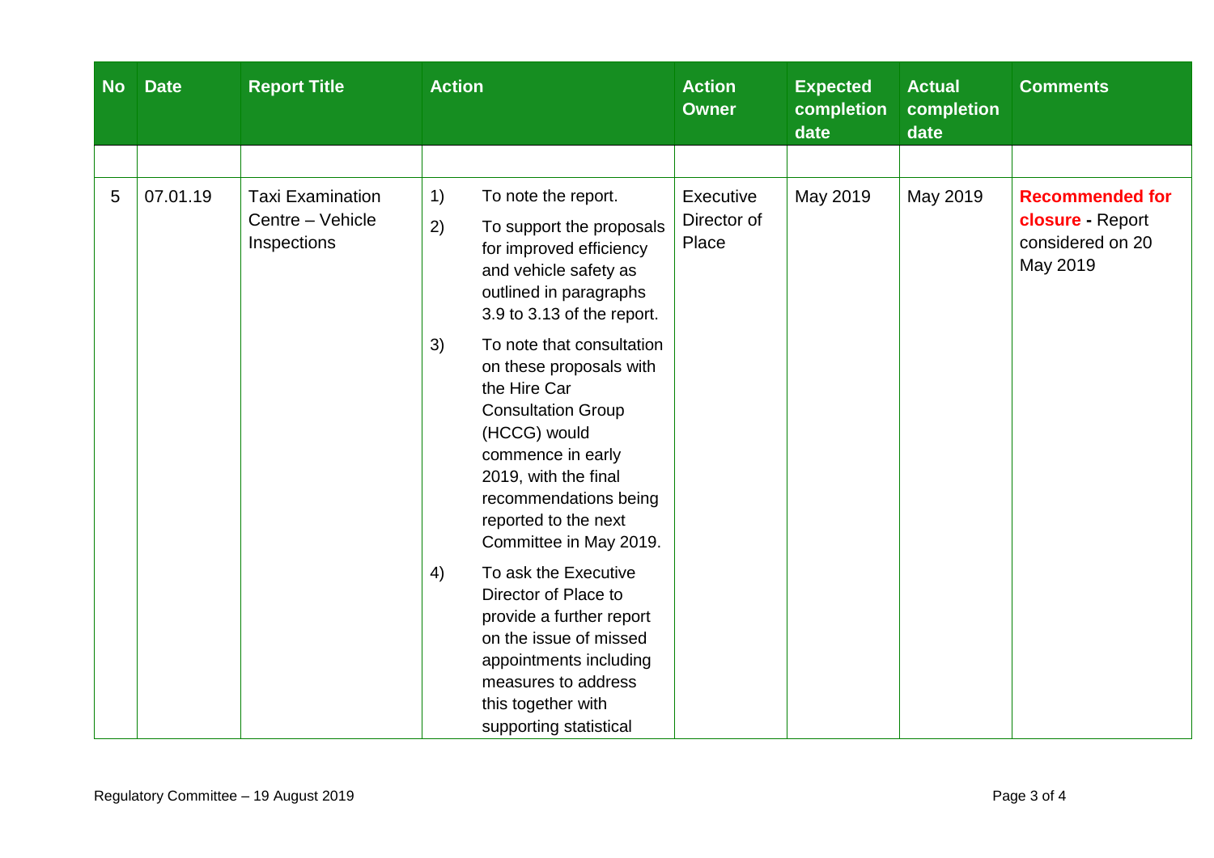| No | Date | Report Title | Action | Action Owner | Expected completion date | Actual completion date | Comments |
|---|---|---|---|---|---|---|---|
| | | | | | | | |
| 5 | 07.01.19 | Taxi Examination Centre – Vehicle Inspections | 1) To note the report.<br>2) To support the proposals for improved efficiency and vehicle safety as outlined in paragraphs 3.9 to 3.13 of the report.<br>3) To note that consultation on these proposals with the Hire Car Consultation Group (HCCG) would commence in early 2019, with the final recommendations being reported to the next Committee in May 2019.<br>4) To ask the Executive Director of Place to provide a further report on the issue of missed appointments including measures to address this together with supporting statistical | Executive Director of Place | May 2019 | May 2019 | **Recommended for closure -** Report considered on 20 May 2019 |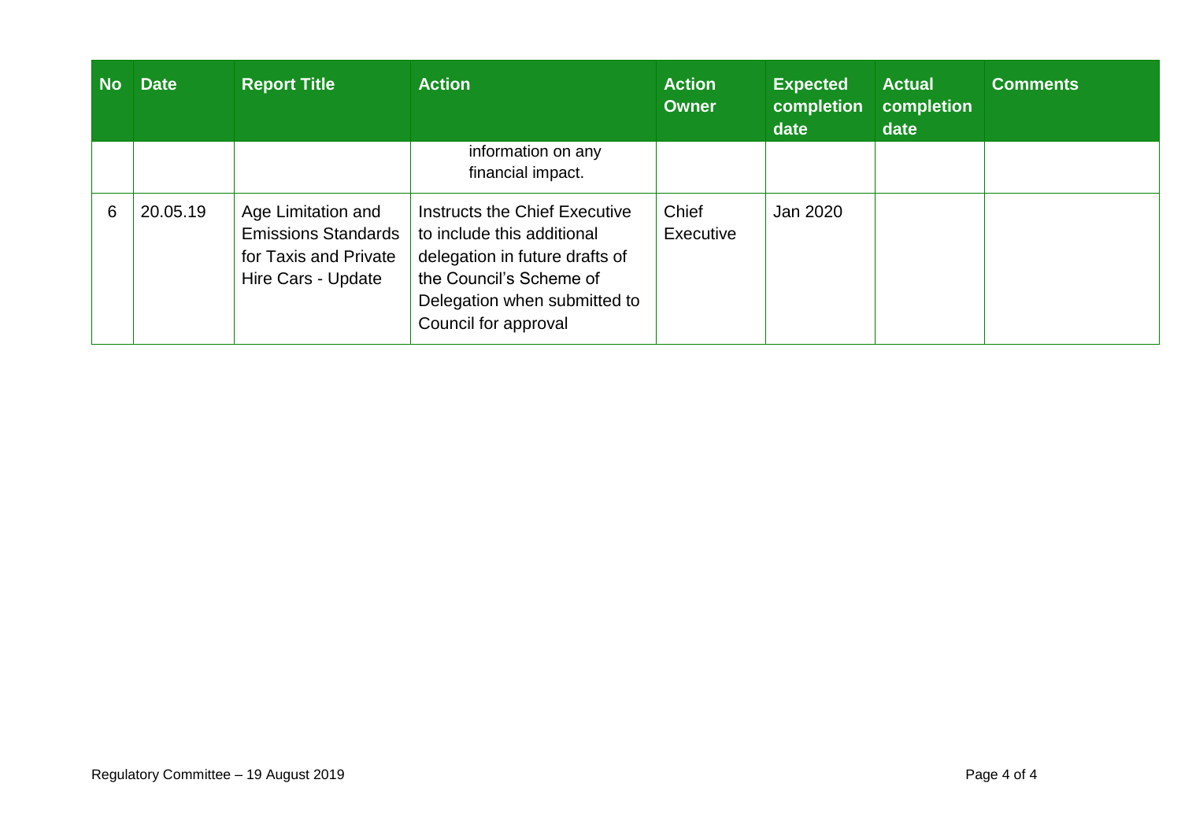| No | Date | Report Title | Action | Action Owner | Expected completion date | Actual completion date | Comments |
|---|---|---|---|---|---|---|---|
| | | | information on any financial impact. | | | | |
| 6 | 20.05.19 | Age Limitation and Emissions Standards for Taxis and Private Hire Cars - Update | Instructs the Chief Executive to include this additional delegation in future drafts of the Council's Scheme of Delegation when submitted to Council for approval | Chief Executive | Jan 2020 | | |